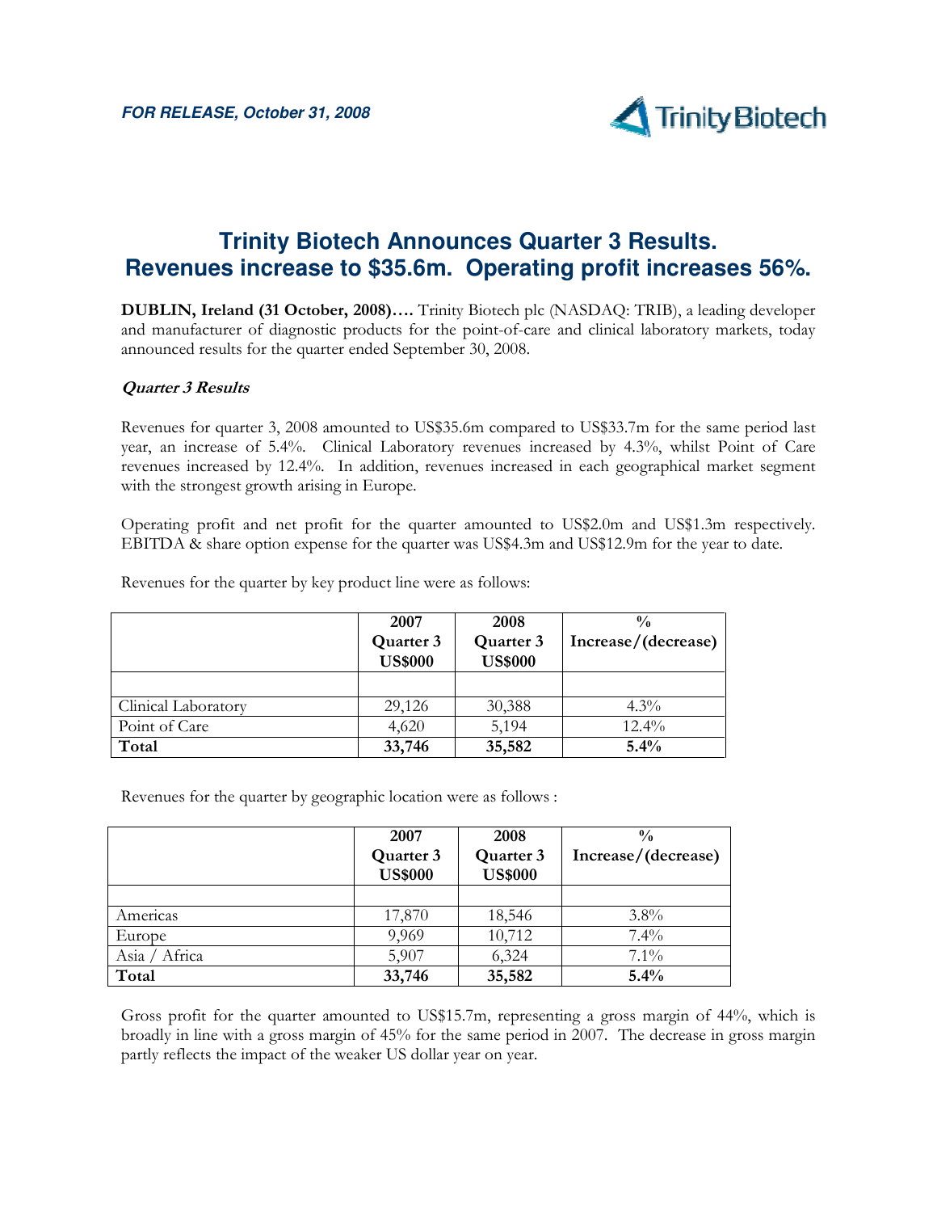***FOR RELEASE, October 31, 2008***

# Trinity Biotech Announces Quarter 3 Results. Revenues increase to $35.6m. Operating profit increases 56%.

**DUBLIN, Ireland (31 October, 2008)….** Trinity Biotech plc (NASDAQ: TRIB), a leading developer and manufacturer of diagnostic products for the point-of-care and clinical laboratory markets, today announced results for the quarter ended September 30, 2008.

***Quarter 3 Results***

Revenues for quarter 3, 2008 amounted to US$35.6m compared to US$33.7m for the same period last year, an increase of 5.4%. Clinical Laboratory revenues increased by 4.3%, whilst Point of Care revenues increased by 12.4%. In addition, revenues increased in each geographical market segment with the strongest growth arising in Europe.

Operating profit and net profit for the quarter amounted to US$2.0m and US$1.3m respectively. EBITDA & share option expense for the quarter was US$4.3m and US$12.9m for the year to date.

Revenues for the quarter by key product line were as follows:

| | 2007 Quarter 3 US$000 | 2008 Quarter 3 US$000 | % Increase/(decrease) |
|---|---|---|---|
| | | | |
| Clinical Laboratory | 29,126 | 30,388 | 4.3% |
| Point of Care | 4,620 | 5,194 | 12.4% |
| **Total** | **33,746** | **35,582** | **5.4%** |

Revenues for the quarter by geographic location were as follows :

| | 2007 Quarter 3 US$000 | 2008 Quarter 3 US$000 | % Increase/(decrease) |
|---|---|---|---|
| | | | |
| Americas | 17,870 | 18,546 | 3.8% |
| Europe | 9,969 | 10,712 | 7.4% |
| Asia / Africa | 5,907 | 6,324 | 7.1% |
| **Total** | **33,746** | **35,582** | **5.4%** |

Gross profit for the quarter amounted to US$15.7m, representing a gross margin of 44%, which is broadly in line with a gross margin of 45% for the same period in 2007. The decrease in gross margin partly reflects the impact of the weaker US dollar year on year.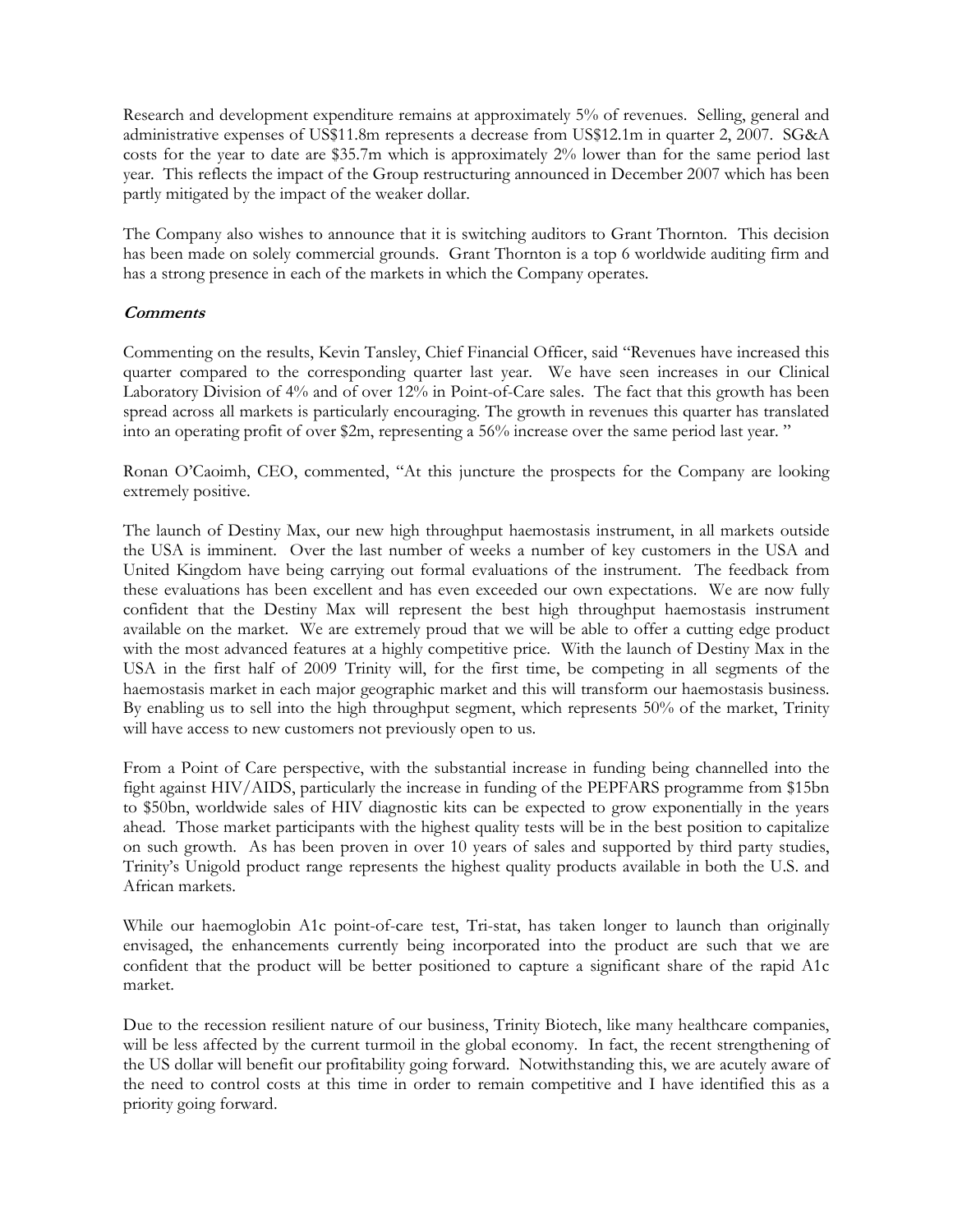Research and development expenditure remains at approximately 5% of revenues. Selling, general and administrative expenses of US$11.8m represents a decrease from US$12.1m in quarter 2, 2007. SG&A costs for the year to date are $35.7m which is approximately 2% lower than for the same period last year. This reflects the impact of the Group restructuring announced in December 2007 which has been partly mitigated by the impact of the weaker dollar.

The Company also wishes to announce that it is switching auditors to Grant Thornton. This decision has been made on solely commercial grounds. Grant Thornton is a top 6 worldwide auditing firm and has a strong presence in each of the markets in which the Company operates.

***Comments***

Commenting on the results, Kevin Tansley, Chief Financial Officer, said "Revenues have increased this quarter compared to the corresponding quarter last year. We have seen increases in our Clinical Laboratory Division of 4% and of over 12% in Point-of-Care sales. The fact that this growth has been spread across all markets is particularly encouraging. The growth in revenues this quarter has translated into an operating profit of over $2m, representing a 56% increase over the same period last year. "

Ronan O'Caoimh, CEO, commented, "At this juncture the prospects for the Company are looking extremely positive.

The launch of Destiny Max, our new high throughput haemostasis instrument, in all markets outside the USA is imminent. Over the last number of weeks a number of key customers in the USA and United Kingdom have being carrying out formal evaluations of the instrument. The feedback from these evaluations has been excellent and has even exceeded our own expectations. We are now fully confident that the Destiny Max will represent the best high throughput haemostasis instrument available on the market. We are extremely proud that we will be able to offer a cutting edge product with the most advanced features at a highly competitive price. With the launch of Destiny Max in the USA in the first half of 2009 Trinity will, for the first time, be competing in all segments of the haemostasis market in each major geographic market and this will transform our haemostasis business. By enabling us to sell into the high throughput segment, which represents 50% of the market, Trinity will have access to new customers not previously open to us.

From a Point of Care perspective, with the substantial increase in funding being channelled into the fight against HIV/AIDS, particularly the increase in funding of the PEPFARS programme from $15bn to $50bn, worldwide sales of HIV diagnostic kits can be expected to grow exponentially in the years ahead. Those market participants with the highest quality tests will be in the best position to capitalize on such growth. As has been proven in over 10 years of sales and supported by third party studies, Trinity's Unigold product range represents the highest quality products available in both the U.S. and African markets.

While our haemoglobin A1c point-of-care test, Tri-stat, has taken longer to launch than originally envisaged, the enhancements currently being incorporated into the product are such that we are confident that the product will be better positioned to capture a significant share of the rapid A1c market.

Due to the recession resilient nature of our business, Trinity Biotech, like many healthcare companies, will be less affected by the current turmoil in the global economy. In fact, the recent strengthening of the US dollar will benefit our profitability going forward. Notwithstanding this, we are acutely aware of the need to control costs at this time in order to remain competitive and I have identified this as a priority going forward.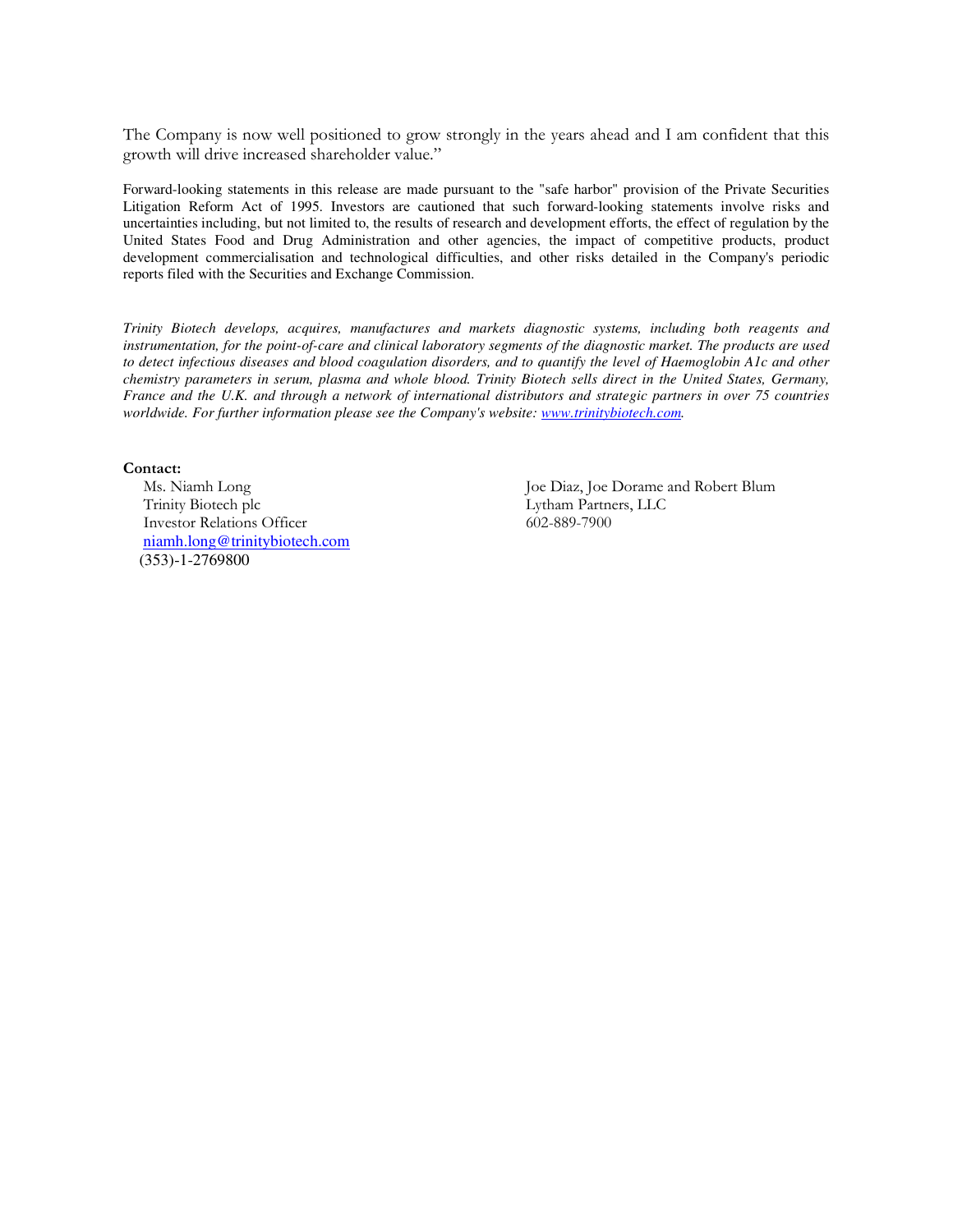The Company is now well positioned to grow strongly in the years ahead and I am confident that this growth will drive increased shareholder value."

Forward-looking statements in this release are made pursuant to the "safe harbor" provision of the Private Securities Litigation Reform Act of 1995. Investors are cautioned that such forward-looking statements involve risks and uncertainties including, but not limited to, the results of research and development efforts, the effect of regulation by the United States Food and Drug Administration and other agencies, the impact of competitive products, product development commercialisation and technological difficulties, and other risks detailed in the Company's periodic reports filed with the Securities and Exchange Commission.

*Trinity Biotech develops, acquires, manufactures and markets diagnostic systems, including both reagents and instrumentation, for the point-of-care and clinical laboratory segments of the diagnostic market. The products are used to detect infectious diseases and blood coagulation disorders, and to quantify the level of Haemoglobin A1c and other chemistry parameters in serum, plasma and whole blood. Trinity Biotech sells direct in the United States, Germany, France and the U.K. and through a network of international distributors and strategic partners in over 75 countries worldwide. For further information please see the Company's website: www.trinitybiotech.com.*

**Contact:**

Ms. Niamh Long
Trinity Biotech plc
Investor Relations Officer
niamh.long@trinitybiotech.com
(353)-1-2769800

Joe Diaz, Joe Dorame and Robert Blum
Lytham Partners, LLC
602-889-7900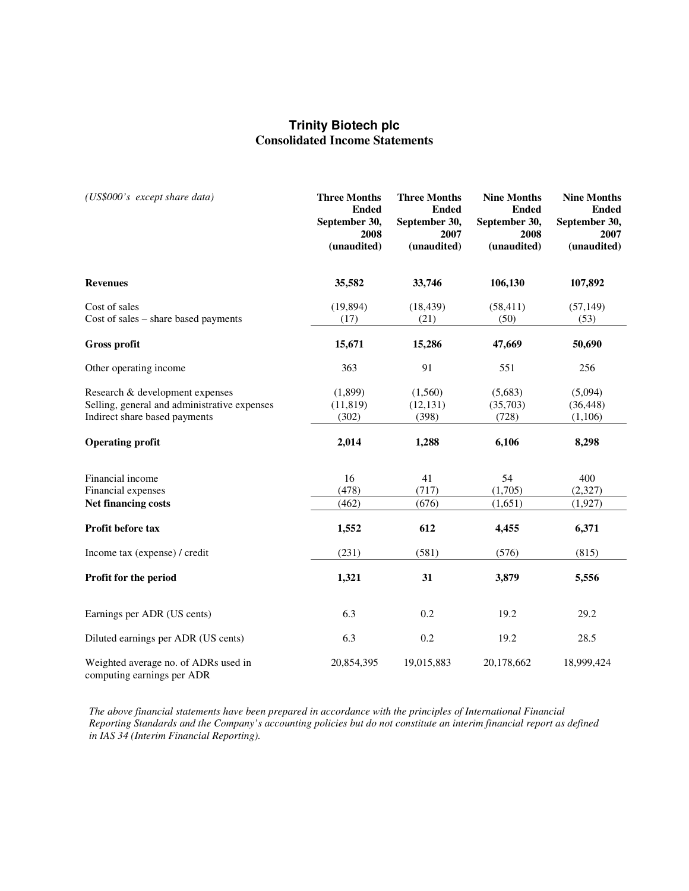# Trinity Biotech plc
## Consolidated Income Statements

| *(US$000's except share data)* | Three Months Ended September 30, 2008 (unaudited) | Three Months Ended September 30, 2007 (unaudited) | Nine Months Ended September 30, 2008 (unaudited) | Nine Months Ended September 30, 2007 (unaudited) |
|---|---|---|---|---|
| **Revenues** | **35,582** | **33,746** | **106,130** | **107,892** |
| Cost of sales | (19,894) | (18,439) | (58,411) | (57,149) |
| Cost of sales – share based payments | (17) | (21) | (50) | (53) |
| **Gross profit** | **15,671** | **15,286** | **47,669** | **50,690** |
| Other operating income | 363 | 91 | 551 | 256 |
| Research & development expenses | (1,899) | (1,560) | (5,683) | (5,094) |
| Selling, general and administrative expenses | (11,819) | (12,131) | (35,703) | (36,448) |
| Indirect share based payments | (302) | (398) | (728) | (1,106) |
| **Operating profit** | **2,014** | **1,288** | **6,106** | **8,298** |
| Financial income | 16 | 41 | 54 | 400 |
| Financial expenses | (478) | (717) | (1,705) | (2,327) |
| **Net financing costs** | (462) | (676) | (1,651) | (1,927) |
| **Profit before tax** | **1,552** | **612** | **4,455** | **6,371** |
| Income tax (expense) / credit | (231) | (581) | (576) | (815) |
| **Profit for the period** | **1,321** | **31** | **3,879** | **5,556** |
| Earnings per ADR (US cents) | 6.3 | 0.2 | 19.2 | 29.2 |
| Diluted earnings per ADR (US cents) | 6.3 | 0.2 | 19.2 | 28.5 |
| Weighted average no. of ADRs used in computing earnings per ADR | 20,854,395 | 19,015,883 | 20,178,662 | 18,999,424 |

*The above financial statements have been prepared in accordance with the principles of International Financial Reporting Standards and the Company's accounting policies but do not constitute an interim financial report as defined in IAS 34 (Interim Financial Reporting).*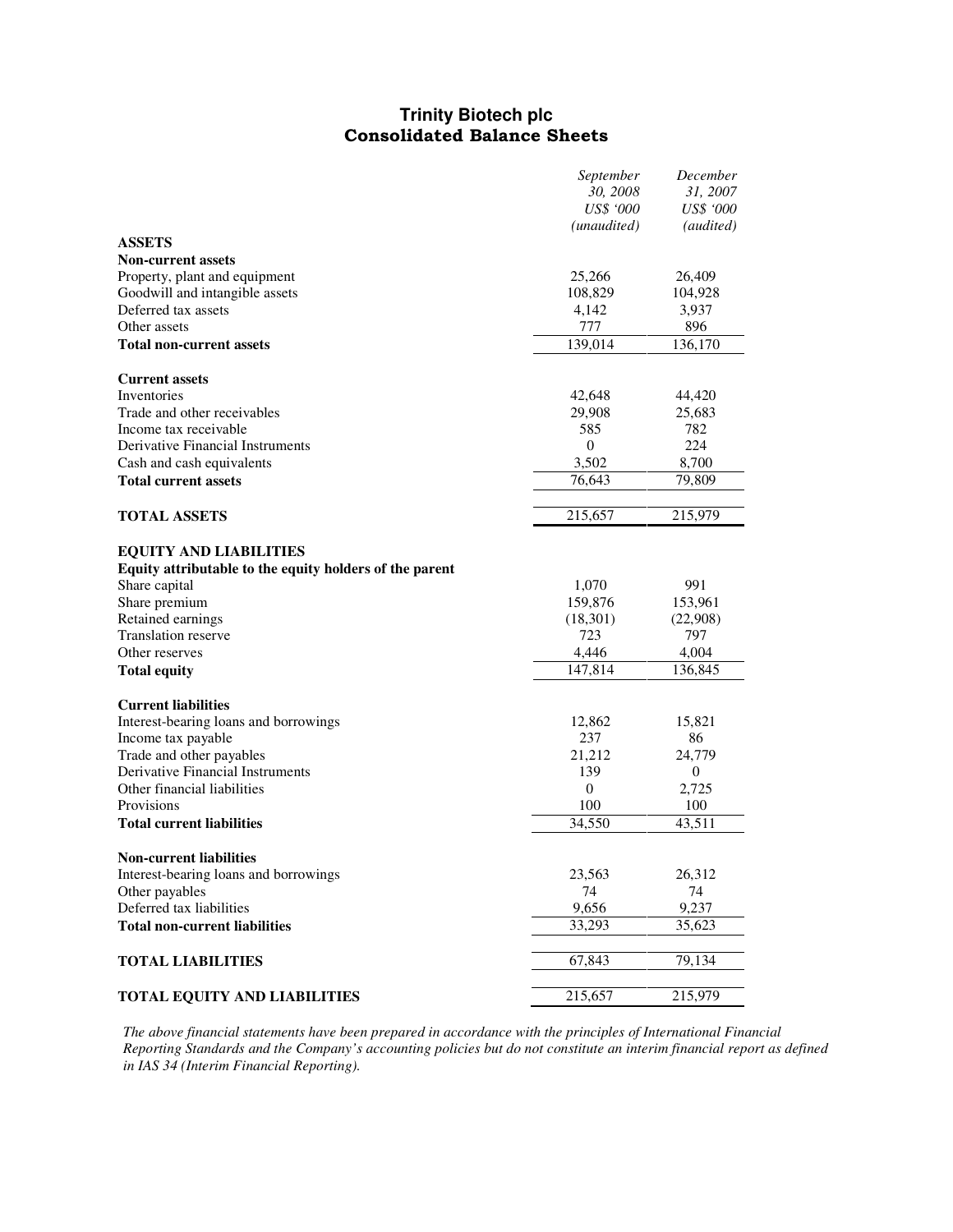# Trinity Biotech plc
## Consolidated Balance Sheets

| | *September 30, 2008 US$ '000 (unaudited)* | *December 31, 2007 US$ '000 (audited)* |
|---|---|---|
| **ASSETS** | | |
| **Non-current assets** | | |
| Property, plant and equipment | 25,266 | 26,409 |
| Goodwill and intangible assets | 108,829 | 104,928 |
| Deferred tax assets | 4,142 | 3,937 |
| Other assets | 777 | 896 |
| **Total non-current assets** | 139,014 | 136,170 |
| | | |
| **Current assets** | | |
| Inventories | 42,648 | 44,420 |
| Trade and other receivables | 29,908 | 25,683 |
| Income tax receivable | 585 | 782 |
| Derivative Financial Instruments | 0 | 224 |
| Cash and cash equivalents | 3,502 | 8,700 |
| **Total current assets** | 76,643 | 79,809 |
| | | |
| **TOTAL ASSETS** | 215,657 | 215,979 |
| | | |
| **EQUITY AND LIABILITIES** | | |
| **Equity attributable to the equity holders of the parent** | | |
| Share capital | 1,070 | 991 |
| Share premium | 159,876 | 153,961 |
| Retained earnings | (18,301) | (22,908) |
| Translation reserve | 723 | 797 |
| Other reserves | 4,446 | 4,004 |
| **Total equity** | 147,814 | 136,845 |
| | | |
| **Current liabilities** | | |
| Interest-bearing loans and borrowings | 12,862 | 15,821 |
| Income tax payable | 237 | 86 |
| Trade and other payables | 21,212 | 24,779 |
| Derivative Financial Instruments | 139 | 0 |
| Other financial liabilities | 0 | 2,725 |
| Provisions | 100 | 100 |
| **Total current liabilities** | 34,550 | 43,511 |
| | | |
| **Non-current liabilities** | | |
| Interest-bearing loans and borrowings | 23,563 | 26,312 |
| Other payables | 74 | 74 |
| Deferred tax liabilities | 9,656 | 9,237 |
| **Total non-current liabilities** | 33,293 | 35,623 |
| | | |
| **TOTAL LIABILITIES** | 67,843 | 79,134 |
| | | |
| **TOTAL EQUITY AND LIABILITIES** | 215,657 | 215,979 |

*The above financial statements have been prepared in accordance with the principles of International Financial Reporting Standards and the Company's accounting policies but do not constitute an interim financial report as defined in IAS 34 (Interim Financial Reporting).*